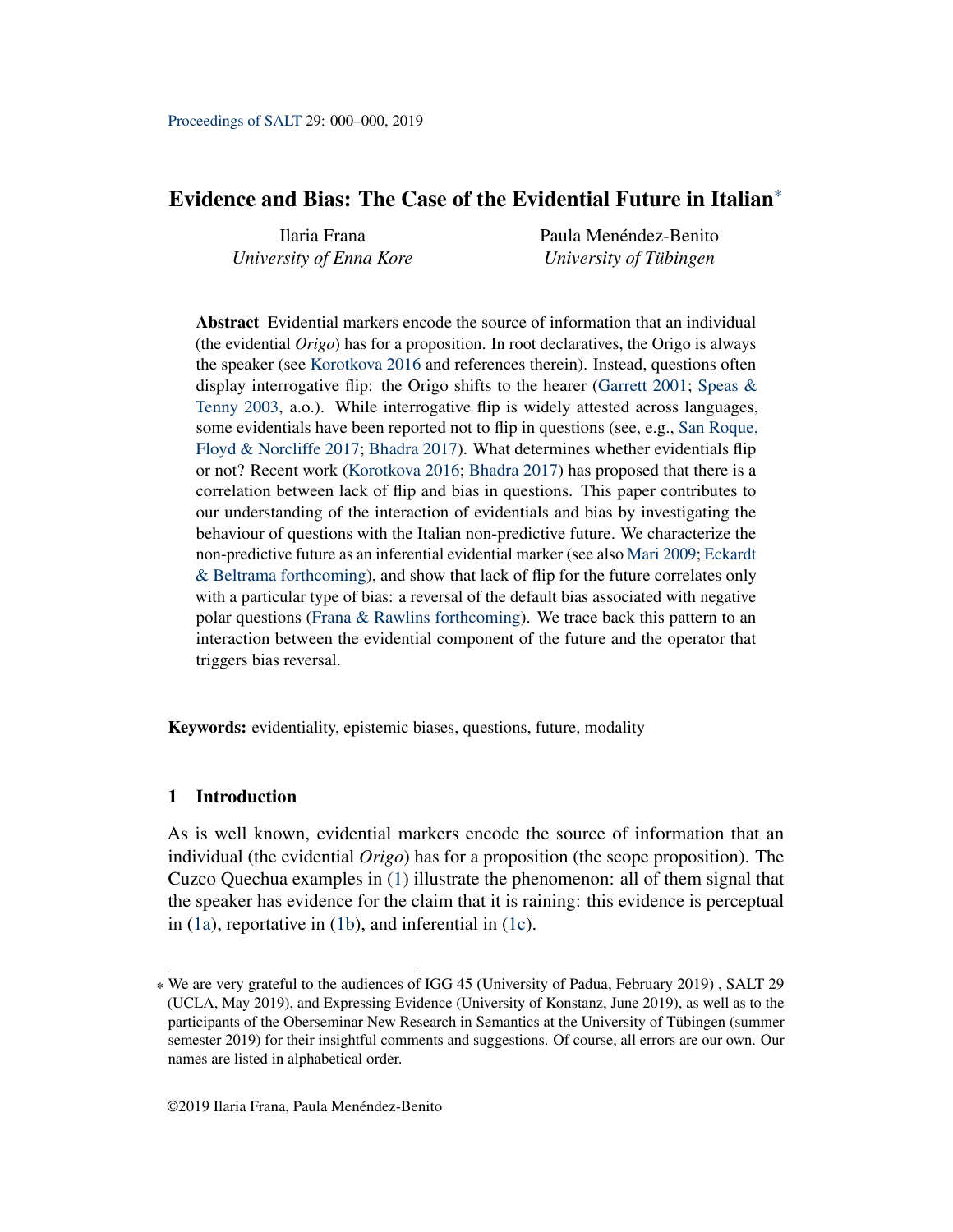# Evidence and Bias: The Case of the Evidential Future in Italian*

Ilaria Frana
*University of Enna Kore*

Paula Menéndez-Benito
*University of Tübingen*

**Abstract** Evidential markers encode the source of information that an individual (the evidential *Origo*) has for a proposition. In root declaratives, the Origo is always the speaker (see Korotkova 2016 and references therein). Instead, questions often display interrogative flip: the Origo shifts to the hearer (Garrett 2001; Speas & Tenny 2003, a.o.). While interrogative flip is widely attested across languages, some evidentials have been reported not to flip in questions (see, e.g., San Roque, Floyd & Norcliffe 2017; Bhadra 2017). What determines whether evidentials flip or not? Recent work (Korotkova 2016; Bhadra 2017) has proposed that there is a correlation between lack of flip and bias in questions. This paper contributes to our understanding of the interaction of evidentials and bias by investigating the behaviour of questions with the Italian non-predictive future. We characterize the non-predictive future as an inferential evidential marker (see also Mari 2009; Eckardt & Beltrama forthcoming), and show that lack of flip for the future correlates only with a particular type of bias: a reversal of the default bias associated with negative polar questions (Frana & Rawlins forthcoming). We trace back this pattern to an interaction between the evidential component of the future and the operator that triggers bias reversal.

**Keywords:** evidentiality, epistemic biases, questions, future, modality

## 1 Introduction

As is well known, evidential markers encode the source of information that an individual (the evidential *Origo*) has for a proposition (the scope proposition). The Cuzco Quechua examples in (1) illustrate the phenomenon: all of them signal that the speaker has evidence for the claim that it is raining: this evidence is perceptual in (1a), reportative in (1b), and inferential in (1c).

* We are very grateful to the audiences of IGG 45 (University of Padua, February 2019) , SALT 29 (UCLA, May 2019), and Expressing Evidence (University of Konstanz, June 2019), as well as to the participants of the Oberseminar New Research in Semantics at the University of Tübingen (summer semester 2019) for their insightful comments and suggestions. Of course, all errors are our own. Our names are listed in alphabetical order.

©2019 Ilaria Frana, Paula Menéndez-Benito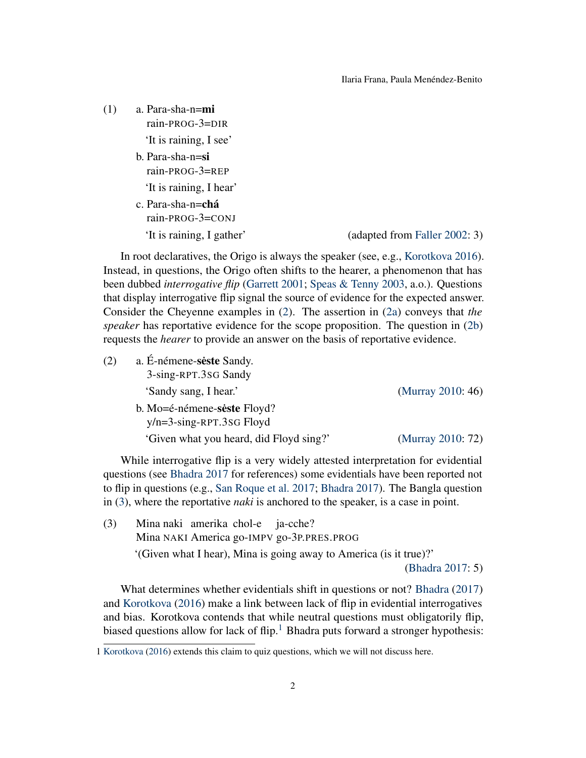(1) a. Para-sha-n=**mi**
rain-PROG-3=DIR
'It is raining, I see'

b. Para-sha-n=**si**
rain-PROG-3=REP
'It is raining, I hear'

c. Para-sha-n=**chá**
rain-PROG-3=CONJ
'It is raining, I gather' (adapted from Faller 2002: 3)

In root declaratives, the Origo is always the speaker (see, e.g., Korotkova 2016). Instead, in questions, the Origo often shifts to the hearer, a phenomenon that has been dubbed *interrogative flip* (Garrett 2001; Speas & Tenny 2003, a.o.). Questions that display interrogative flip signal the source of evidence for the expected answer. Consider the Cheyenne examples in (2). The assertion in (2a) conveys that *the speaker* has reportative evidence for the scope proposition. The question in (2b) requests the *hearer* to provide an answer on the basis of reportative evidence.

(2) a. É-némene-**sèste** Sandy.
3-sing-RPT.3SG Sandy
'Sandy sang, I hear.' (Murray 2010: 46)

b. Mo=é-némene-**sèste** Floyd?
y/n=3-sing-RPT.3SG Floyd
'Given what you heard, did Floyd sing?' (Murray 2010: 72)

While interrogative flip is a very widely attested interpretation for evidential questions (see Bhadra 2017 for references) some evidentials have been reported not to flip in questions (e.g., San Roque et al. 2017; Bhadra 2017). The Bangla question in (3), where the reportative *naki* is anchored to the speaker, is a case in point.

(3) Mina naki amerika chol-e ja-cche?
Mina NAKI America go-IMPV go-3P.PRES.PROG
'(Given what I hear), Mina is going away to America (is it true)?'
(Bhadra 2017: 5)

What determines whether evidentials shift in questions or not? Bhadra (2017) and Korotkova (2016) make a link between lack of flip in evidential interrogatives and bias. Korotkova contends that while neutral questions must obligatorily flip, biased questions allow for lack of flip.[1] Bhadra puts forward a stronger hypothesis:

1 Korotkova (2016) extends this claim to quiz questions, which we will not discuss here.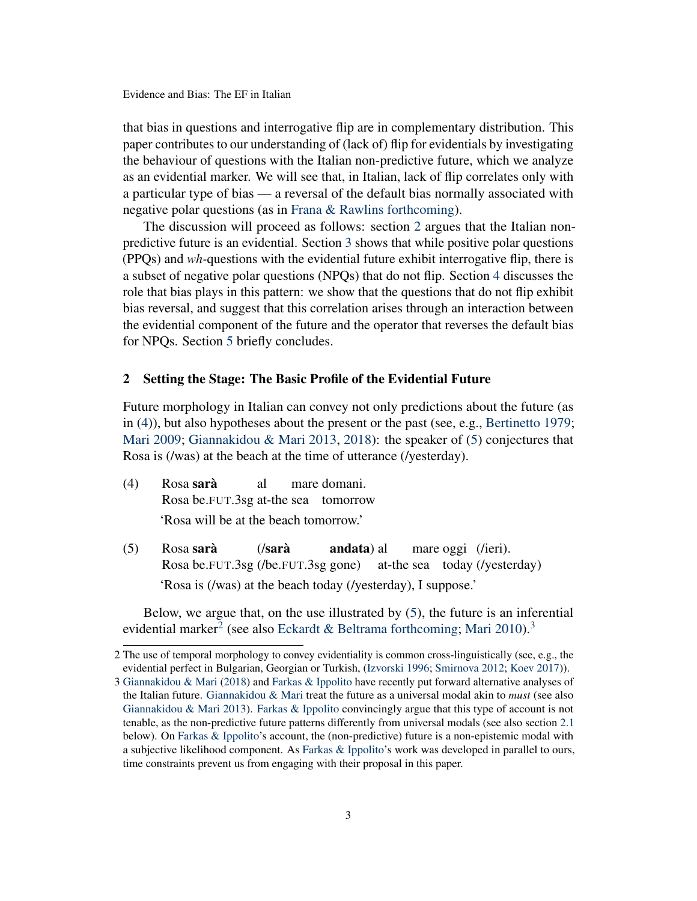that bias in questions and interrogative flip are in complementary distribution. This paper contributes to our understanding of (lack of) flip for evidentials by investigating the behaviour of questions with the Italian non-predictive future, which we analyze as an evidential marker. We will see that, in Italian, lack of flip correlates only with a particular type of bias — a reversal of the default bias normally associated with negative polar questions (as in Frana & Rawlins forthcoming).

The discussion will proceed as follows: section 2 argues that the Italian non-predictive future is an evidential. Section 3 shows that while positive polar questions (PPQs) and *wh*-questions with the evidential future exhibit interrogative flip, there is a subset of negative polar questions (NPQs) that do not flip. Section 4 discusses the role that bias plays in this pattern: we show that the questions that do not flip exhibit bias reversal, and suggest that this correlation arises through an interaction between the evidential component of the future and the operator that reverses the default bias for NPQs. Section 5 briefly concludes.

## 2 Setting the Stage: The Basic Profile of the Evidential Future

Future morphology in Italian can convey not only predictions about the future (as in (4)), but also hypotheses about the present or the past (see, e.g., Bertinetto 1979; Mari 2009; Giannakidou & Mari 2013, 2018): the speaker of (5) conjectures that Rosa is (/was) at the beach at the time of utterance (/yesterday).

(4) Rosa **sarà** al mare domani.
Rosa be.FUT.3sg at-the sea tomorrow
'Rosa will be at the beach tomorrow.'

(5) Rosa **sarà** (/**sarà andata**) al mare oggi (/ieri).
Rosa be.FUT.3sg (/be.FUT.3sg gone) at-the sea today (/yesterday)
'Rosa is (/was) at the beach today (/yesterday), I suppose.'

Below, we argue that, on the use illustrated by (5), the future is an inferential evidential marker[2] (see also Eckardt & Beltrama forthcoming; Mari 2010).[3]

---

2 The use of temporal morphology to convey evidentiality is common cross-linguistically (see, e.g., the evidential perfect in Bulgarian, Georgian or Turkish, (Izvorski 1996; Smirnova 2012; Koev 2017)).

3 Giannakidou & Mari (2018) and Farkas & Ippolito have recently put forward alternative analyses of the Italian future. Giannakidou & Mari treat the future as a universal modal akin to *must* (see also Giannakidou & Mari 2013). Farkas & Ippolito convincingly argue that this type of account is not tenable, as the non-predictive future patterns differently from universal modals (see also section 2.1 below). On Farkas & Ippolito's account, the (non-predictive) future is a non-epistemic modal with a subjective likelihood component. As Farkas & Ippolito's work was developed in parallel to ours, time constraints prevent us from engaging with their proposal in this paper.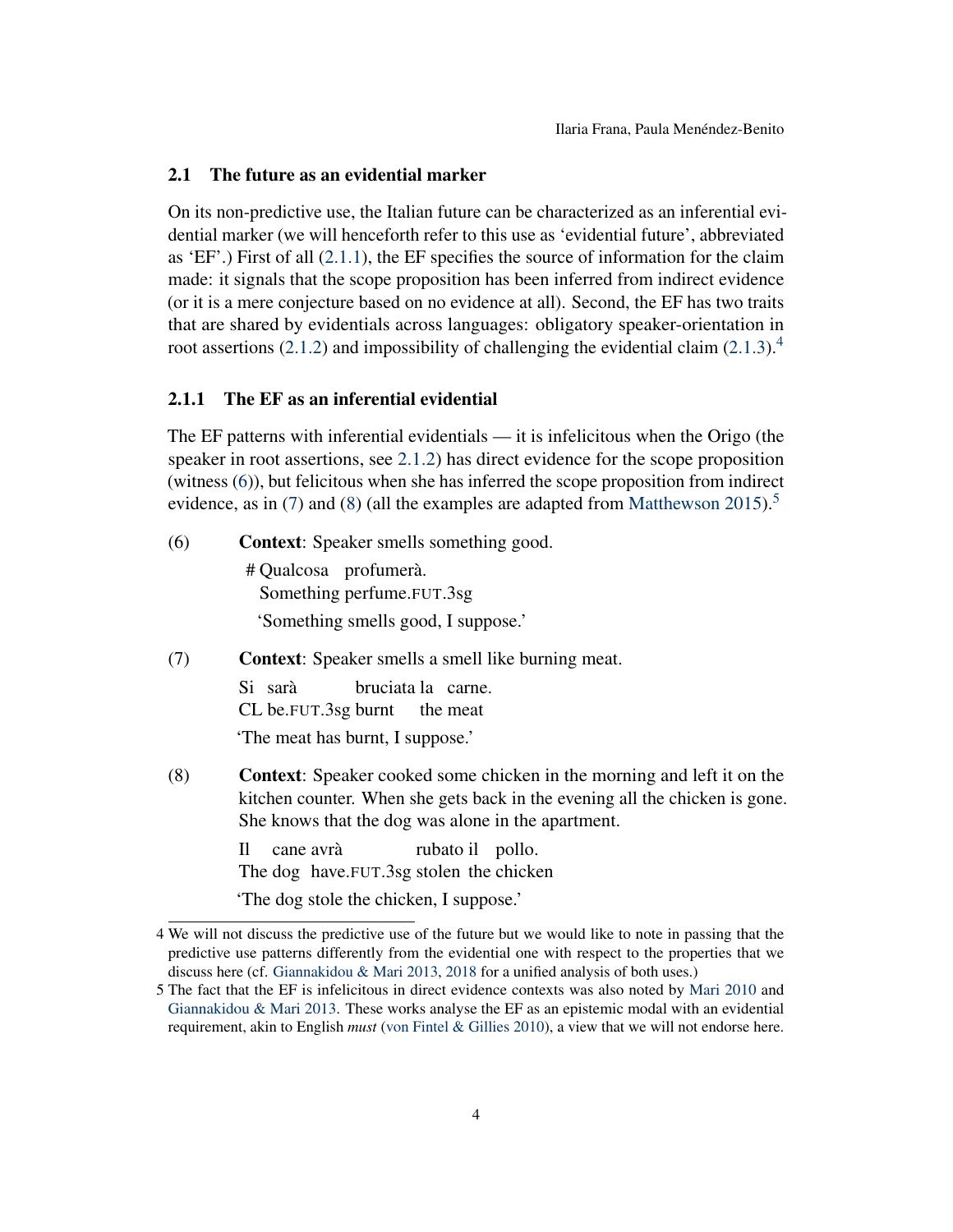## 2.1 The future as an evidential marker

On its non-predictive use, the Italian future can be characterized as an inferential evidential marker (we will henceforth refer to this use as 'evidential future', abbreviated as 'EF'.) First of all (2.1.1), the EF specifies the source of information for the claim made: it signals that the scope proposition has been inferred from indirect evidence (or it is a mere conjecture based on no evidence at all). Second, the EF has two traits that are shared by evidentials across languages: obligatory speaker-orientation in root assertions (2.1.2) and impossibility of challenging the evidential claim (2.1.3).[4]

### 2.1.1 The EF as an inferential evidential

The EF patterns with inferential evidentials — it is infelicitous when the Origo (the speaker in root assertions, see 2.1.2) has direct evidence for the scope proposition (witness (6)), but felicitous when she has inferred the scope proposition from indirect evidence, as in (7) and (8) (all the examples are adapted from Matthewson 2015).[5]

(6) **Context**: Speaker smells something good.

   \# Qualcosa profumerà.
   Something perfume.FUT.3sg
   'Something smells good, I suppose.'

(7) **Context**: Speaker smells a smell like burning meat.

   Si sarà bruciata la carne.
   CL be.FUT.3sg burnt the meat
   'The meat has burnt, I suppose.'

(8) **Context**: Speaker cooked some chicken in the morning and left it on the kitchen counter. When she gets back in the evening all the chicken is gone. She knows that the dog was alone in the apartment.

   Il cane avrà rubato il pollo.
   The dog have.FUT.3sg stolen the chicken
   'The dog stole the chicken, I suppose.'

---

4 We will not discuss the predictive use of the future but we would like to note in passing that the predictive use patterns differently from the evidential one with respect to the properties that we discuss here (cf. Giannakidou & Mari 2013, 2018 for a unified analysis of both uses.)

5 The fact that the EF is infelicitous in direct evidence contexts was also noted by Mari 2010 and Giannakidou & Mari 2013. These works analyse the EF as an epistemic modal with an evidential requirement, akin to English *must* (von Fintel & Gillies 2010), a view that we will not endorse here.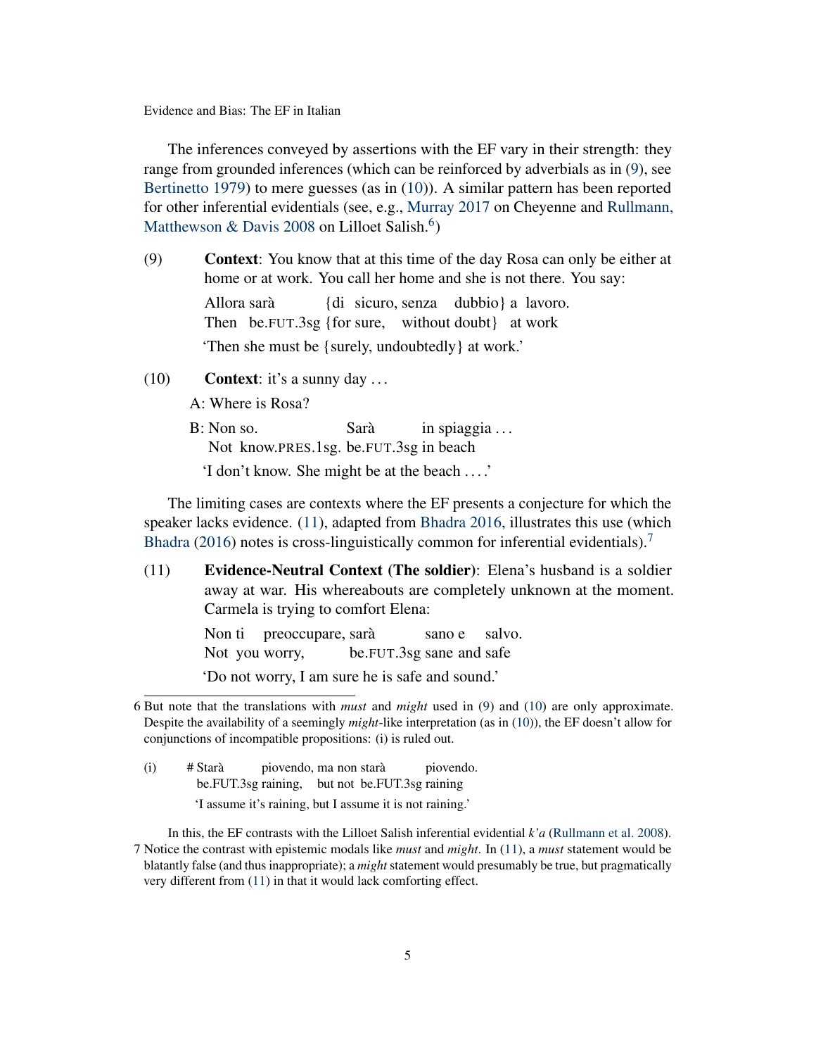The inferences conveyed by assertions with the EF vary in their strength: they range from grounded inferences (which can be reinforced by adverbials as in (9), see Bertinetto 1979) to mere guesses (as in (10)). A similar pattern has been reported for other inferential evidentials (see, e.g., Murray 2017 on Cheyenne and Rullmann, Matthewson & Davis 2008 on Lilloet Salish.[6])

(9) **Context**: You know that at this time of the day Rosa can only be either at home or at work. You call her home and she is not there. You say:

Allora sarà {di sicuro, senza dubbio} a lavoro.
Then be.FUT.3sg {for sure, without doubt} at work
'Then she must be {surely, undoubtedly} at work.'

(10) **Context**: it's a sunny day ...

A: Where is Rosa?

B: Non so. Sarà in spiaggia ...
Not know.PRES.1sg. be.FUT.3sg in beach
'I don't know. She might be at the beach ....'

The limiting cases are contexts where the EF presents a conjecture for which the speaker lacks evidence. (11), adapted from Bhadra 2016, illustrates this use (which Bhadra (2016) notes is cross-linguistically common for inferential evidentials).[7]

(11) **Evidence-Neutral Context (The soldier)**: Elena's husband is a soldier away at war. His whereabouts are completely unknown at the moment. Carmela is trying to comfort Elena:

Non ti preoccupare, sarà sano e salvo.
Not you worry, be.FUT.3sg sane and safe
'Do not worry, I am sure he is safe and sound.'

---

6 But note that the translations with *must* and *might* used in (9) and (10) are only approximate. Despite the availability of a seemingly *might*-like interpretation (as in (10)), the EF doesn't allow for conjunctions of incompatible propositions: (i) is ruled out.

(i) # Starà piovendo, ma non starà piovendo.
be.FUT.3sg raining, but not be.FUT.3sg raining
'I assume it's raining, but I assume it is not raining.'

In this, the EF contrasts with the Lilloet Salish inferential evidential *k'a* (Rullmann et al. 2008).

7 Notice the contrast with epistemic modals like *must* and *might*. In (11), a *must* statement would be blatantly false (and thus inappropriate); a *might* statement would presumably be true, but pragmatically very different from (11) in that it would lack comforting effect.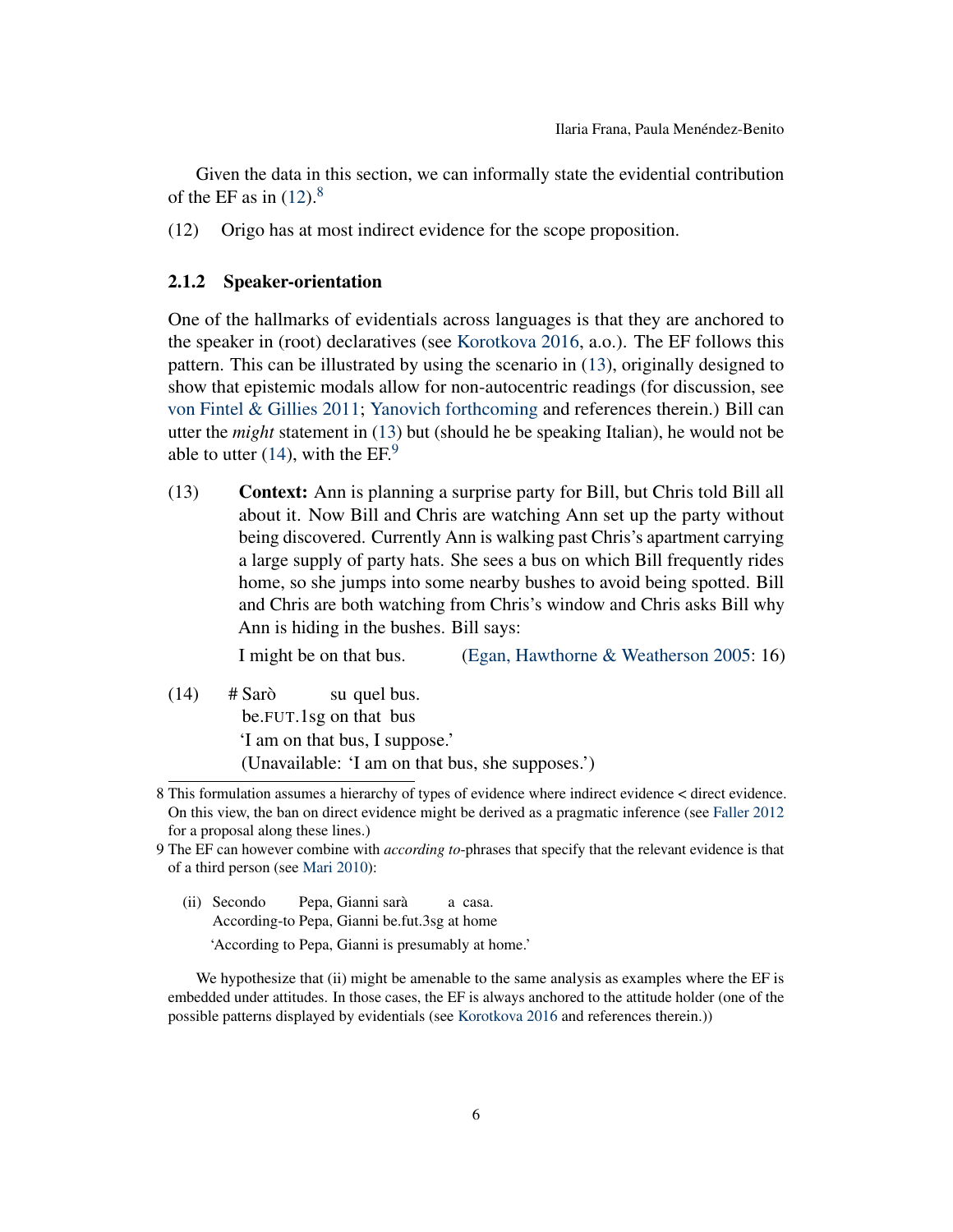Given the data in this section, we can informally state the evidential contribution of the EF as in (12).[8]

(12) Origo has at most indirect evidence for the scope proposition.

### 2.1.2 Speaker-orientation

One of the hallmarks of evidentials across languages is that they are anchored to the speaker in (root) declaratives (see Korotkova 2016, a.o.). The EF follows this pattern. This can be illustrated by using the scenario in (13), originally designed to show that epistemic modals allow for non-autocentric readings (for discussion, see von Fintel & Gillies 2011; Yanovich forthcoming and references therein.) Bill can utter the *might* statement in (13) but (should he be speaking Italian), he would not be able to utter (14), with the EF.[9]

(13) **Context:** Ann is planning a surprise party for Bill, but Chris told Bill all about it. Now Bill and Chris are watching Ann set up the party without being discovered. Currently Ann is walking past Chris's apartment carrying a large supply of party hats. She sees a bus on which Bill frequently rides home, so she jumps into some nearby bushes to avoid being spotted. Bill and Chris are both watching from Chris's window and Chris asks Bill why Ann is hiding in the bushes. Bill says:

I might be on that bus. (Egan, Hawthorne & Weatherson 2005: 16)

(14) # Sarò su quel bus.
be.FUT.1sg on that bus
'I am on that bus, I suppose.'
(Unavailable: 'I am on that bus, she supposes.')

---

8 This formulation assumes a hierarchy of types of evidence where indirect evidence < direct evidence. On this view, the ban on direct evidence might be derived as a pragmatic inference (see Faller 2012 for a proposal along these lines.)

9 The EF can however combine with *according to*-phrases that specify that the relevant evidence is that of a third person (see Mari 2010):

(ii) Secondo Pepa, Gianni sarà a casa.
According-to Pepa, Gianni be.fut.3sg at home
'According to Pepa, Gianni is presumably at home.'

We hypothesize that (ii) might be amenable to the same analysis as examples where the EF is embedded under attitudes. In those cases, the EF is always anchored to the attitude holder (one of the possible patterns displayed by evidentials (see Korotkova 2016 and references therein.))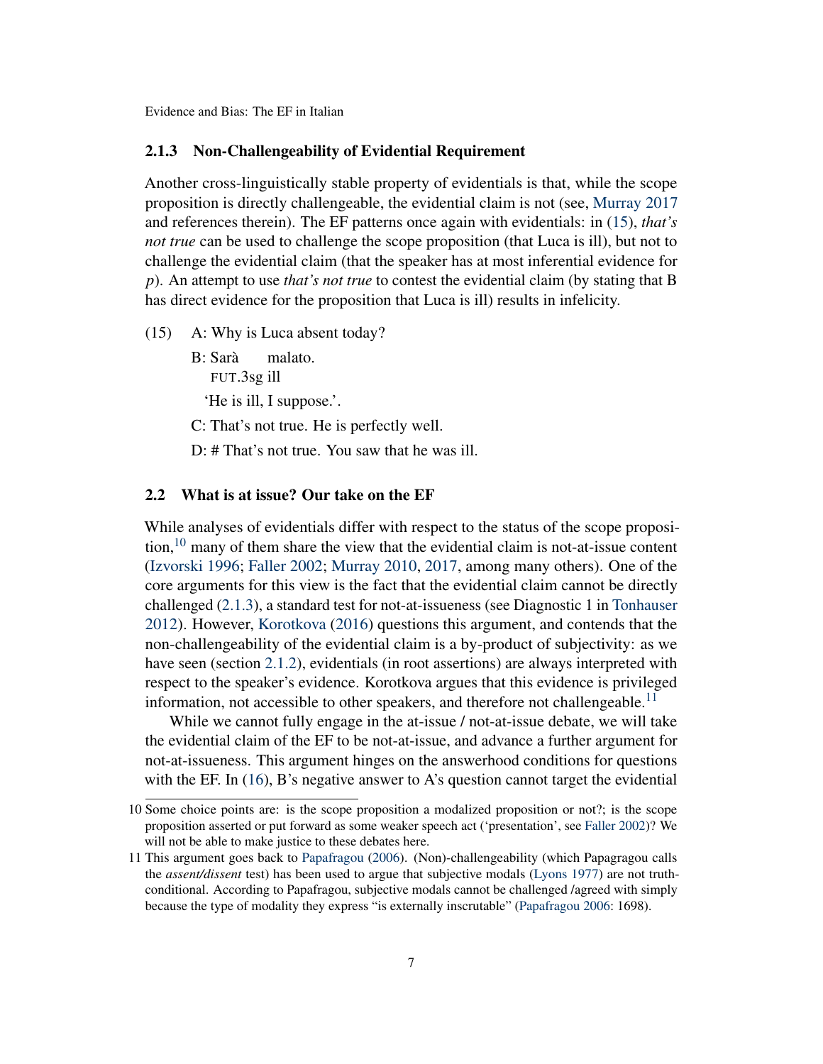### 2.1.3 Non-Challengeability of Evidential Requirement

Another cross-linguistically stable property of evidentials is that, while the scope proposition is directly challengeable, the evidential claim is not (see, Murray 2017 and references therein). The EF patterns once again with evidentials: in (15), *that's not true* can be used to challenge the scope proposition (that Luca is ill), but not to challenge the evidential claim (that the speaker has at most inferential evidence for *p*). An attempt to use *that's not true* to contest the evidential claim (by stating that B has direct evidence for the proposition that Luca is ill) results in infelicity.

(15) A: Why is Luca absent today?

B: Sarà malato.
FUT.3sg ill
'He is ill, I suppose.'.

C: That's not true. He is perfectly well.

D: # That's not true. You saw that he was ill.

## 2.2 What is at issue? Our take on the EF

While analyses of evidentials differ with respect to the status of the scope proposition,[10] many of them share the view that the evidential claim is not-at-issue content (Izvorski 1996; Faller 2002; Murray 2010, 2017, among many others). One of the core arguments for this view is the fact that the evidential claim cannot be directly challenged (2.1.3), a standard test for not-at-issueness (see Diagnostic 1 in Tonhauser 2012). However, Korotkova (2016) questions this argument, and contends that the non-challengeability of the evidential claim is a by-product of subjectivity: as we have seen (section 2.1.2), evidentials (in root assertions) are always interpreted with respect to the speaker's evidence. Korotkova argues that this evidence is privileged information, not accessible to other speakers, and therefore not challengeable.[11]

While we cannot fully engage in the at-issue / not-at-issue debate, we will take the evidential claim of the EF to be not-at-issue, and advance a further argument for not-at-issueness. This argument hinges on the answerhood conditions for questions with the EF. In (16), B's negative answer to A's question cannot target the evidential

10 Some choice points are: is the scope proposition a modalized proposition or not?; is the scope proposition asserted or put forward as some weaker speech act ('presentation', see Faller 2002)? We will not be able to make justice to these debates here.

11 This argument goes back to Papafragou (2006). (Non)-challengeability (which Papagragou calls the *assent/dissent* test) has been used to argue that subjective modals (Lyons 1977) are not truth-conditional. According to Papafragou, subjective modals cannot be challenged /agreed with simply because the type of modality they express "is externally inscrutable" (Papafragou 2006: 1698).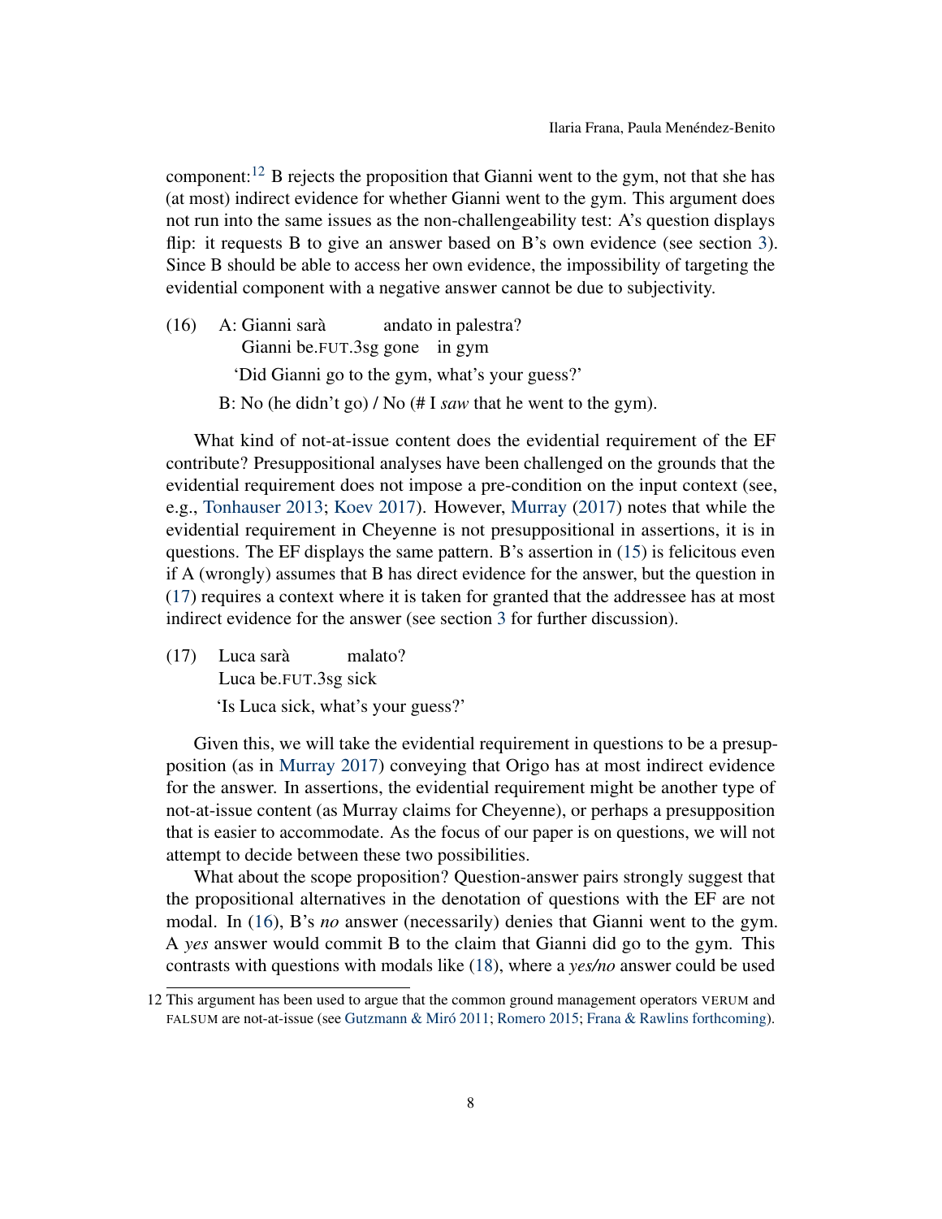component:[12] B rejects the proposition that Gianni went to the gym, not that she has (at most) indirect evidence for whether Gianni went to the gym. This argument does not run into the same issues as the non-challengeability test: A's question displays flip: it requests B to give an answer based on B's own evidence (see section 3). Since B should be able to access her own evidence, the impossibility of targeting the evidential component with a negative answer cannot be due to subjectivity.

(16) A: Gianni sarà andato in palestra?
     Gianni be.FUT.3sg gone in gym
     'Did Gianni go to the gym, what's your guess?'

  B: No (he didn't go) / No (# I *saw* that he went to the gym).

What kind of not-at-issue content does the evidential requirement of the EF contribute? Presuppositional analyses have been challenged on the grounds that the evidential requirement does not impose a pre-condition on the input context (see, e.g., Tonhauser 2013; Koev 2017). However, Murray (2017) notes that while the evidential requirement in Cheyenne is not presuppositional in assertions, it is in questions. The EF displays the same pattern. B's assertion in (15) is felicitous even if A (wrongly) assumes that B has direct evidence for the answer, but the question in (17) requires a context where it is taken for granted that the addressee has at most indirect evidence for the answer (see section 3 for further discussion).

(17) Luca sarà malato?
     Luca be.FUT.3sg sick
     'Is Luca sick, what's your guess?'

Given this, we will take the evidential requirement in questions to be a presupposition (as in Murray 2017) conveying that Origo has at most indirect evidence for the answer. In assertions, the evidential requirement might be another type of not-at-issue content (as Murray claims for Cheyenne), or perhaps a presupposition that is easier to accommodate. As the focus of our paper is on questions, we will not attempt to decide between these two possibilities.

What about the scope proposition? Question-answer pairs strongly suggest that the propositional alternatives in the denotation of questions with the EF are not modal. In (16), B's *no* answer (necessarily) denies that Gianni went to the gym. A *yes* answer would commit B to the claim that Gianni did go to the gym. This contrasts with questions with modals like (18), where a *yes/no* answer could be used

---

12 This argument has been used to argue that the common ground management operators VERUM and FALSUM are not-at-issue (see Gutzmann & Miró 2011; Romero 2015; Frana & Rawlins forthcoming).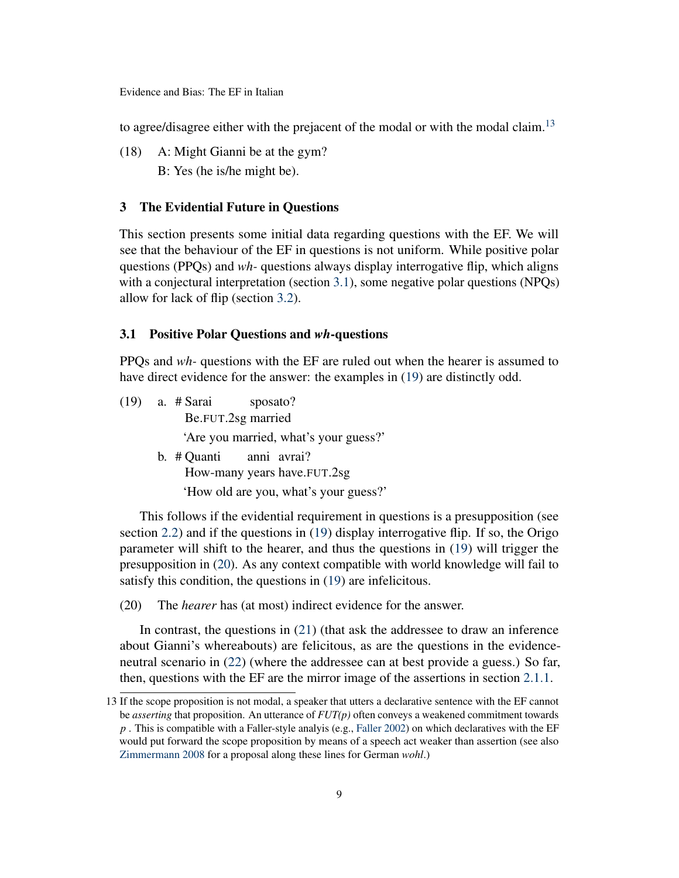to agree/disagree either with the prejacent of the modal or with the modal claim.[13]

(18) A: Might Gianni be at the gym?
B: Yes (he is/he might be).

## 3 The Evidential Future in Questions

This section presents some initial data regarding questions with the EF. We will see that the behaviour of the EF in questions is not uniform. While positive polar questions (PPQs) and *wh-* questions always display interrogative flip, which aligns with a conjectural interpretation (section 3.1), some negative polar questions (NPQs) allow for lack of flip (section 3.2).

### 3.1 Positive Polar Questions and *wh*-questions

PPQs and *wh-* questions with the EF are ruled out when the hearer is assumed to have direct evidence for the answer: the examples in (19) are distinctly odd.

(19) a. # Sarai sposato?
Be.FUT.2sg married
'Are you married, what's your guess?'

b. # Quanti anni avrai?
How-many years have.FUT.2sg
'How old are you, what's your guess?'

This follows if the evidential requirement in questions is a presupposition (see section 2.2) and if the questions in (19) display interrogative flip. If so, the Origo parameter will shift to the hearer, and thus the questions in (19) will trigger the presupposition in (20). As any context compatible with world knowledge will fail to satisfy this condition, the questions in (19) are infelicitous.

(20) The *hearer* has (at most) indirect evidence for the answer.

In contrast, the questions in (21) (that ask the addressee to draw an inference about Gianni's whereabouts) are felicitous, as are the questions in the evidence-neutral scenario in (22) (where the addressee can at best provide a guess.) So far, then, questions with the EF are the mirror image of the assertions in section 2.1.1.

13 If the scope proposition is not modal, a speaker that utters a declarative sentence with the EF cannot be *asserting* that proposition. An utterance of *FUT(p)* often conveys a weakened commitment towards *p* . This is compatible with a Faller-style analysis (e.g., Faller 2002) on which declaratives with the EF would put forward the scope proposition by means of a speech act weaker than assertion (see also Zimmermann 2008 for a proposal along these lines for German *wohl*.)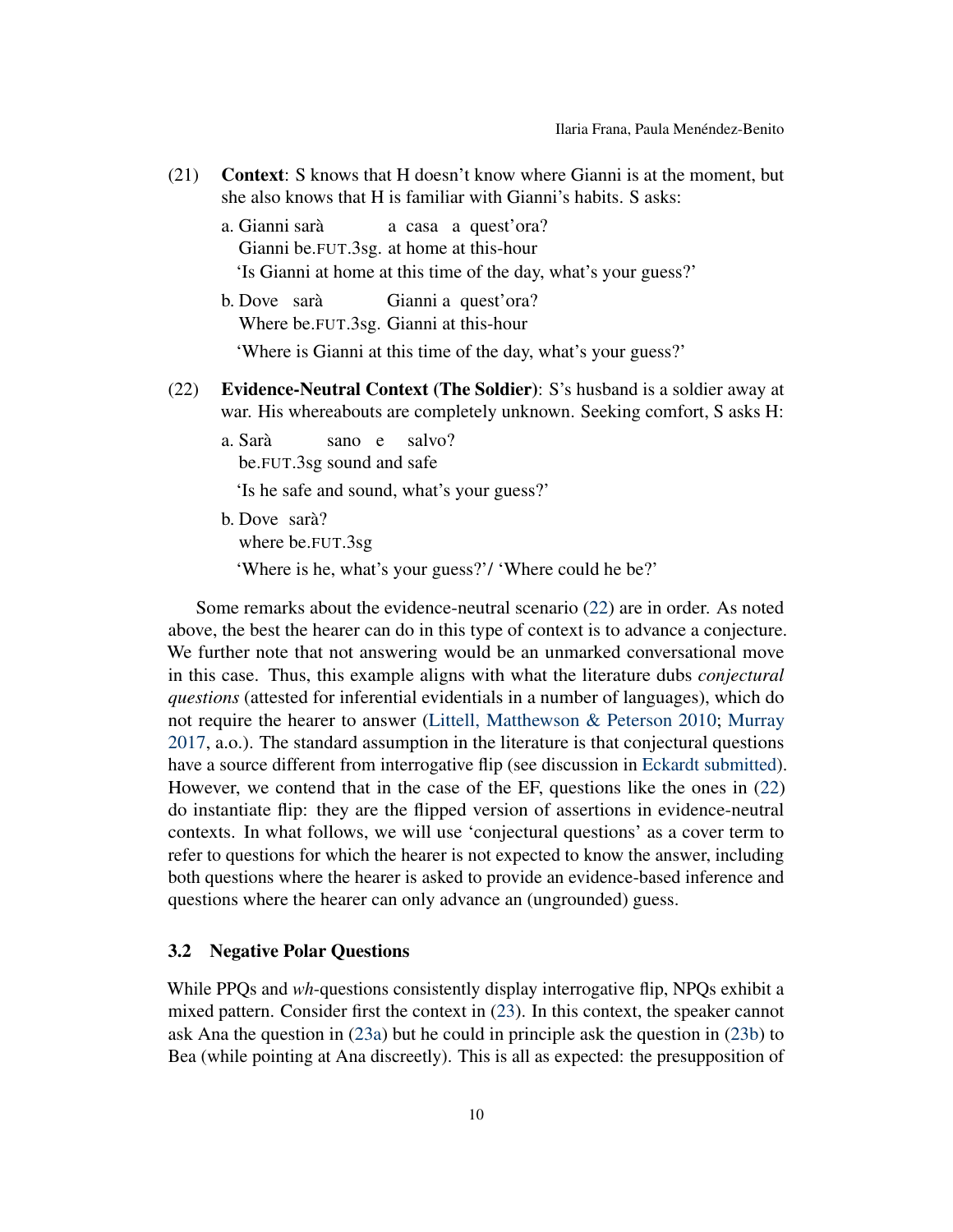(21) **Context**: S knows that H doesn't know where Gianni is at the moment, but she also knows that H is familiar with Gianni's habits. S asks:

a. Gianni sarà a casa a quest'ora?
   Gianni be.FUT.3sg. at home at this-hour
   'Is Gianni at home at this time of the day, what's your guess?'

b. Dove sarà Gianni a quest'ora?
   Where be.FUT.3sg. Gianni at this-hour
   'Where is Gianni at this time of the day, what's your guess?'

(22) **Evidence-Neutral Context (The Soldier)**: S's husband is a soldier away at war. His whereabouts are completely unknown. Seeking comfort, S asks H:

a. Sarà sano e salvo?
   be.FUT.3sg sound and safe
   'Is he safe and sound, what's your guess?'

b. Dove sarà?
   where be.FUT.3sg
   'Where is he, what's your guess?'/ 'Where could he be?'

Some remarks about the evidence-neutral scenario (22) are in order. As noted above, the best the hearer can do in this type of context is to advance a conjecture. We further note that not answering would be an unmarked conversational move in this case. Thus, this example aligns with what the literature dubs *conjectural questions* (attested for inferential evidentials in a number of languages), which do not require the hearer to answer (Littell, Matthewson & Peterson 2010; Murray 2017, a.o.). The standard assumption in the literature is that conjectural questions have a source different from interrogative flip (see discussion in Eckardt submitted). However, we contend that in the case of the EF, questions like the ones in (22) do instantiate flip: they are the flipped version of assertions in evidence-neutral contexts. In what follows, we will use 'conjectural questions' as a cover term to refer to questions for which the hearer is not expected to know the answer, including both questions where the hearer is asked to provide an evidence-based inference and questions where the hearer can only advance an (ungrounded) guess.

### 3.2 Negative Polar Questions

While PPQs and *wh*-questions consistently display interrogative flip, NPQs exhibit a mixed pattern. Consider first the context in (23). In this context, the speaker cannot ask Ana the question in (23a) but he could in principle ask the question in (23b) to Bea (while pointing at Ana discreetly). This is all as expected: the presupposition of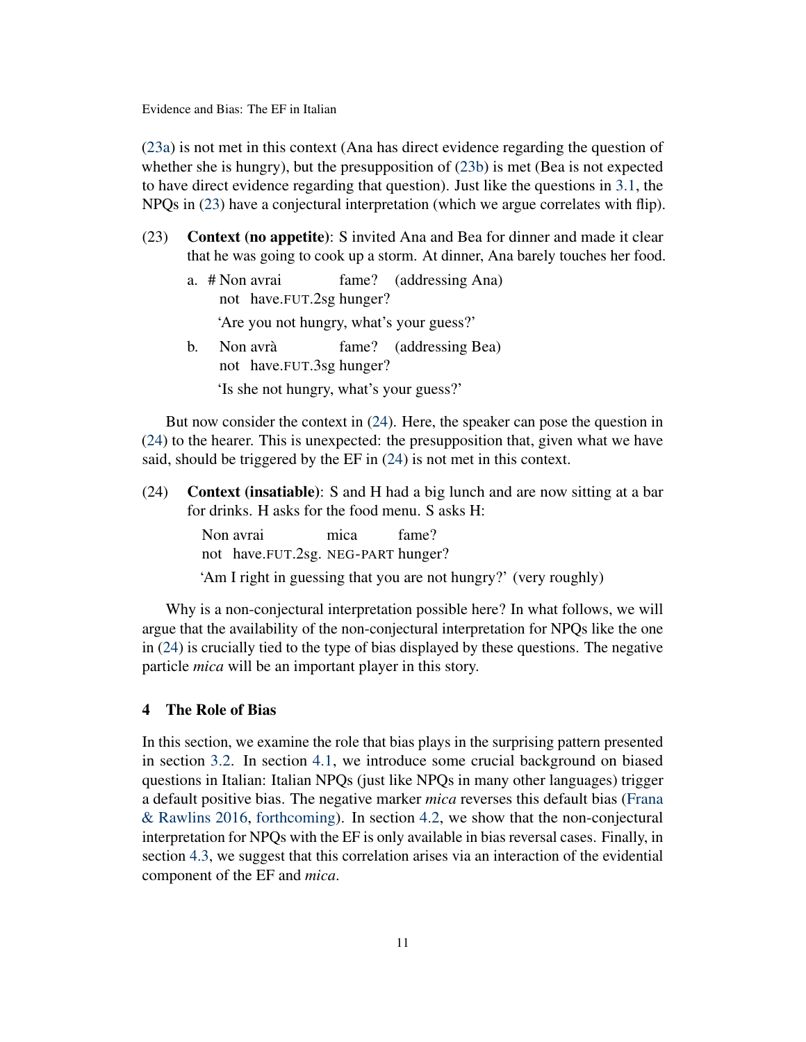(23a) is not met in this context (Ana has direct evidence regarding the question of whether she is hungry), but the presupposition of (23b) is met (Bea is not expected to have direct evidence regarding that question). Just like the questions in 3.1, the NPQs in (23) have a conjectural interpretation (which we argue correlates with flip).

(23) **Context (no appetite)**: S invited Ana and Bea for dinner and made it clear that he was going to cook up a storm. At dinner, Ana barely touches her food.

a. # Non avrai fame? (addressing Ana)
   not have.FUT.2sg hunger?
   'Are you not hungry, what's your guess?'

b. Non avrà fame? (addressing Bea)
   not have.FUT.3sg hunger?
   'Is she not hungry, what's your guess?'

But now consider the context in (24). Here, the speaker can pose the question in (24) to the hearer. This is unexpected: the presupposition that, given what we have said, should be triggered by the EF in (24) is not met in this context.

(24) **Context (insatiable)**: S and H had a big lunch and are now sitting at a bar for drinks. H asks for the food menu. S asks H:

   Non avrai mica fame?
   not have.FUT.2sg. NEG-PART hunger?
   'Am I right in guessing that you are not hungry?' (very roughly)

Why is a non-conjectural interpretation possible here? In what follows, we will argue that the availability of the non-conjectural interpretation for NPQs like the one in (24) is crucially tied to the type of bias displayed by these questions. The negative particle *mica* will be an important player in this story.

## 4 The Role of Bias

In this section, we examine the role that bias plays in the surprising pattern presented in section 3.2. In section 4.1, we introduce some crucial background on biased questions in Italian: Italian NPQs (just like NPQs in many other languages) trigger a default positive bias. The negative marker *mica* reverses this default bias (Frana & Rawlins 2016, forthcoming). In section 4.2, we show that the non-conjectural interpretation for NPQs with the EF is only available in bias reversal cases. Finally, in section 4.3, we suggest that this correlation arises via an interaction of the evidential component of the EF and *mica*.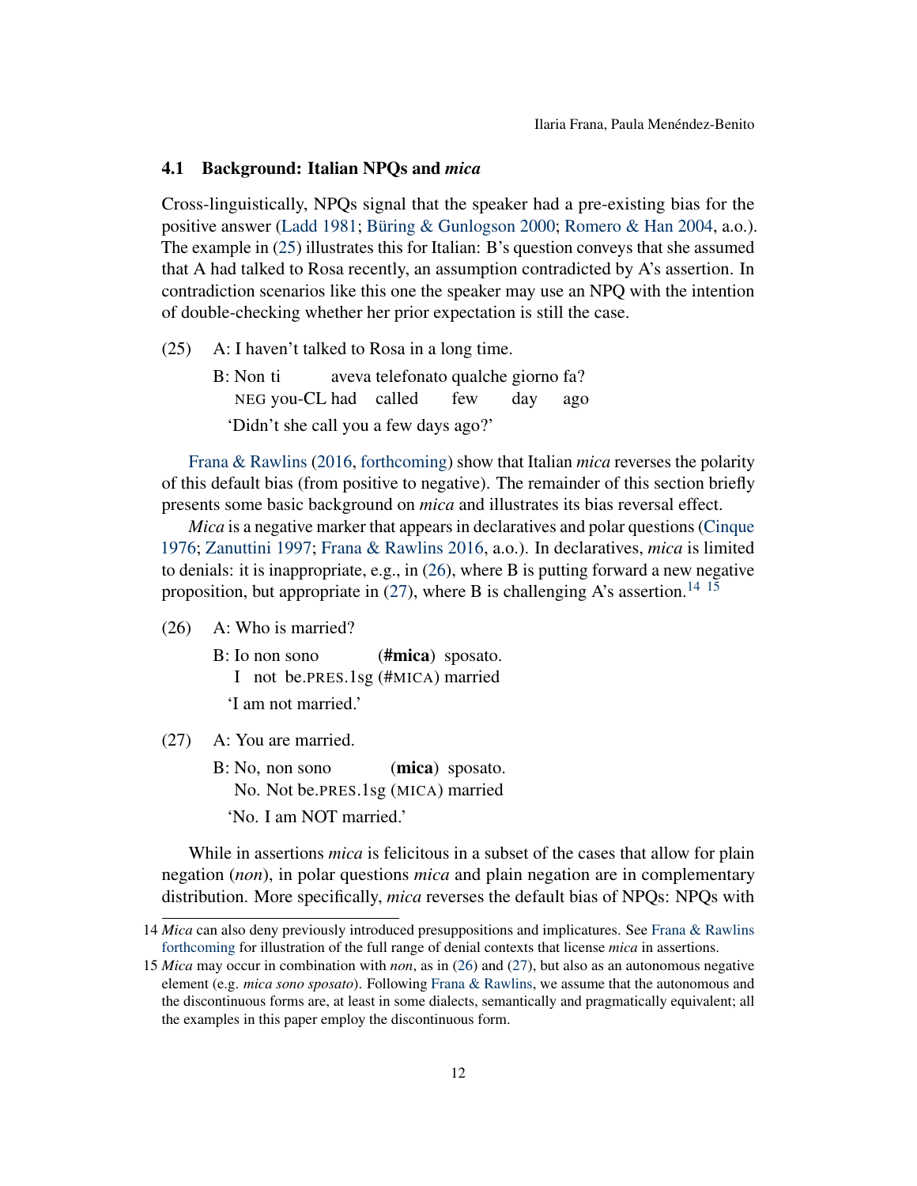### 4.1 Background: Italian NPQs and *mica*

Cross-linguistically, NPQs signal that the speaker had a pre-existing bias for the positive answer (Ladd 1981; Büring & Gunlogson 2000; Romero & Han 2004, a.o.). The example in (25) illustrates this for Italian: B's question conveys that she assumed that A had talked to Rosa recently, an assumption contradicted by A's assertion. In contradiction scenarios like this one the speaker may use an NPQ with the intention of double-checking whether her prior expectation is still the case.

(25) A: I haven't talked to Rosa in a long time.

B: Non ti aveva telefonato qualche giorno fa?
NEG you-CL had called few day ago
'Didn't she call you a few days ago?'

Frana & Rawlins (2016, forthcoming) show that Italian *mica* reverses the polarity of this default bias (from positive to negative). The remainder of this section briefly presents some basic background on *mica* and illustrates its bias reversal effect.

*Mica* is a negative marker that appears in declaratives and polar questions (Cinque 1976; Zanuttini 1997; Frana & Rawlins 2016, a.o.). In declaratives, *mica* is limited to denials: it is inappropriate, e.g., in (26), where B is putting forward a new negative proposition, but appropriate in (27), where B is challenging A's assertion.[14] [15]

(26) A: Who is married?

B: Io non sono (**#mica**) sposato.
I not be.PRES.1sg (#MICA) married
'I am not married.'

(27) A: You are married.

B: No, non sono (**mica**) sposato.
No. Not be.PRES.1sg (MICA) married
'No. I am NOT married.'

While in assertions *mica* is felicitous in a subset of the cases that allow for plain negation (*non*), in polar questions *mica* and plain negation are in complementary distribution. More specifically, *mica* reverses the default bias of NPQs: NPQs with

---

14 *Mica* can also deny previously introduced presuppositions and implicatures. See Frana & Rawlins forthcoming for illustration of the full range of denial contexts that license *mica* in assertions.

15 *Mica* may occur in combination with *non*, as in (26) and (27), but also as an autonomous negative element (e.g. *mica sono sposato*). Following Frana & Rawlins, we assume that the autonomous and the discontinuous forms are, at least in some dialects, semantically and pragmatically equivalent; all the examples in this paper employ the discontinuous form.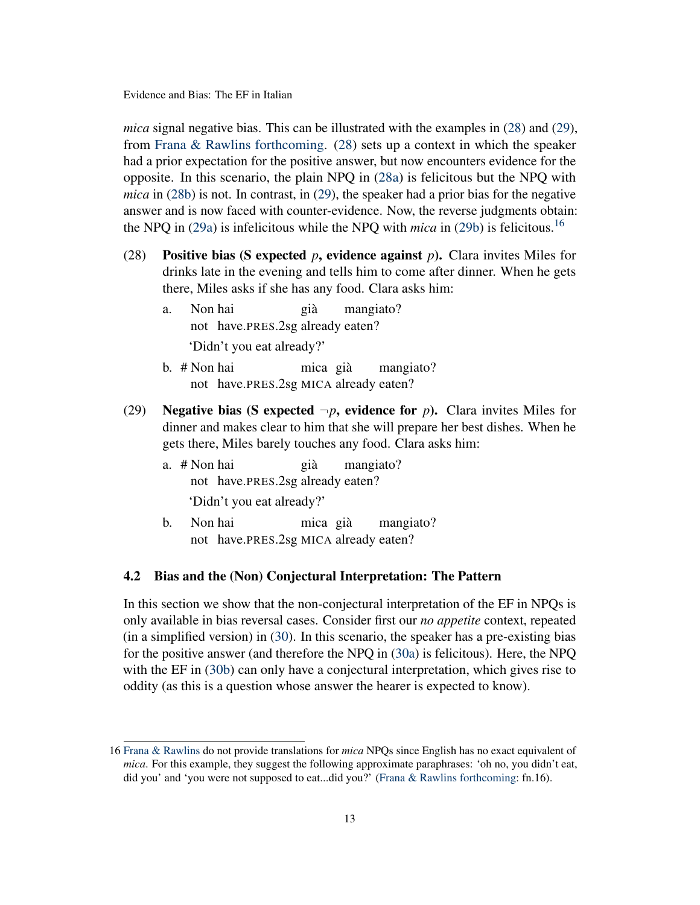*mica* signal negative bias. This can be illustrated with the examples in (28) and (29), from Frana & Rawlins forthcoming. (28) sets up a context in which the speaker had a prior expectation for the positive answer, but now encounters evidence for the opposite. In this scenario, the plain NPQ in (28a) is felicitous but the NPQ with *mica* in (28b) is not. In contrast, in (29), the speaker had a prior bias for the negative answer and is now faced with counter-evidence. Now, the reverse judgments obtain: the NPQ in (29a) is infelicitous while the NPQ with *mica* in (29b) is felicitous.[16]

(28) **Positive bias (S expected $p$, evidence against $p$).** Clara invites Miles for drinks late in the evening and tells him to come after dinner. When he gets there, Miles asks if she has any food. Clara asks him:

  a. Non hai già mangiato?
     not have.PRES.2sg already eaten?
     'Didn't you eat already?'

  b. # Non hai mica già mangiato?
     not have.PRES.2sg MICA already eaten?

(29) **Negative bias (S expected $\neg p$, evidence for $p$).** Clara invites Miles for dinner and makes clear to him that she will prepare her best dishes. When he gets there, Miles barely touches any food. Clara asks him:

  a. # Non hai già mangiato?
     not have.PRES.2sg already eaten?
     'Didn't you eat already?'

  b. Non hai mica già mangiato?
     not have.PRES.2sg MICA already eaten?

### 4.2 Bias and the (Non) Conjectural Interpretation: The Pattern

In this section we show that the non-conjectural interpretation of the EF in NPQs is only available in bias reversal cases. Consider first our *no appetite* context, repeated (in a simplified version) in (30). In this scenario, the speaker has a pre-existing bias for the positive answer (and therefore the NPQ in (30a) is felicitous). Here, the NPQ with the EF in (30b) can only have a conjectural interpretation, which gives rise to oddity (as this is a question whose answer the hearer is expected to know).

---

16 Frana & Rawlins do not provide translations for *mica* NPQs since English has no exact equivalent of *mica*. For this example, they suggest the following approximate paraphrases: 'oh no, you didn't eat, did you' and 'you were not supposed to eat...did you?' (Frana & Rawlins forthcoming: fn.16).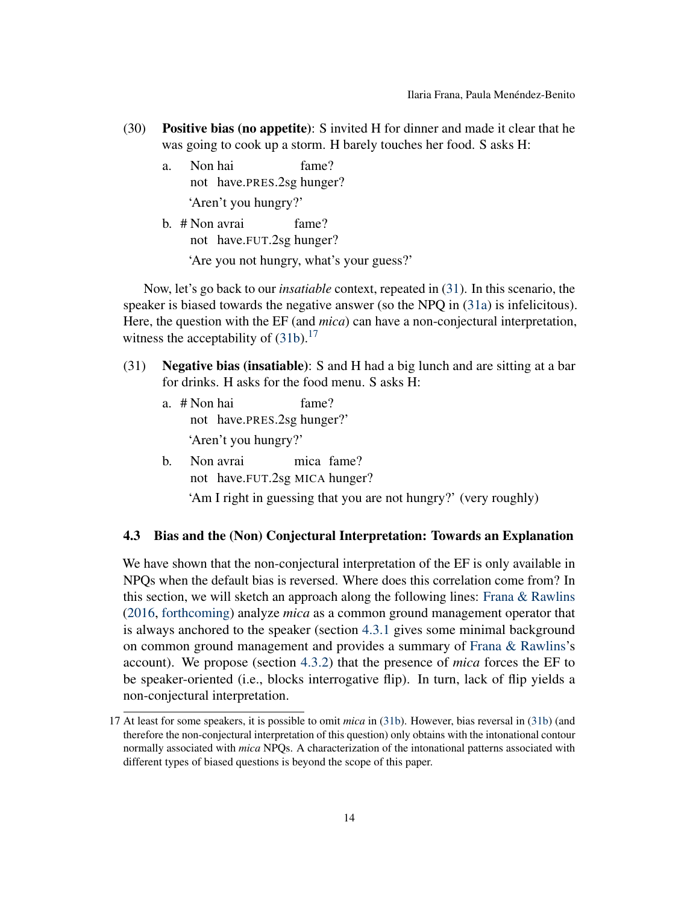(30) **Positive bias (no appetite)**: S invited H for dinner and made it clear that he was going to cook up a storm. H barely touches her food. S asks H:

a. Non hai fame?  
not have.PRES.2sg hunger?  
'Aren't you hungry?'

b. # Non avrai fame?  
not have.FUT.2sg hunger?  
'Are you not hungry, what's your guess?'

Now, let's go back to our *insatiable* context, repeated in (31). In this scenario, the speaker is biased towards the negative answer (so the NPQ in (31a) is infelicitous). Here, the question with the EF (and *mica*) can have a non-conjectural interpretation, witness the acceptability of (31b).[17]

(31) **Negative bias (insatiable)**: S and H had a big lunch and are sitting at a bar for drinks. H asks for the food menu. S asks H:

a. # Non hai fame?  
not have.PRES.2sg hunger?'  
'Aren't you hungry?'

b. Non avrai mica fame?  
not have.FUT.2sg MICA hunger?  
'Am I right in guessing that you are not hungry?' (very roughly)

### 4.3 Bias and the (Non) Conjectural Interpretation: Towards an Explanation

We have shown that the non-conjectural interpretation of the EF is only available in NPQs when the default bias is reversed. Where does this correlation come from? In this section, we will sketch an approach along the following lines: Frana & Rawlins (2016, forthcoming) analyze *mica* as a common ground management operator that is always anchored to the speaker (section 4.3.1 gives some minimal background on common ground management and provides a summary of Frana & Rawlins's account). We propose (section 4.3.2) that the presence of *mica* forces the EF to be speaker-oriented (i.e., blocks interrogative flip). In turn, lack of flip yields a non-conjectural interpretation.

17 At least for some speakers, it is possible to omit *mica* in (31b). However, bias reversal in (31b) (and therefore the non-conjectural interpretation of this question) only obtains with the intonational contour normally associated with *mica* NPQs. A characterization of the intonational patterns associated with different types of biased questions is beyond the scope of this paper.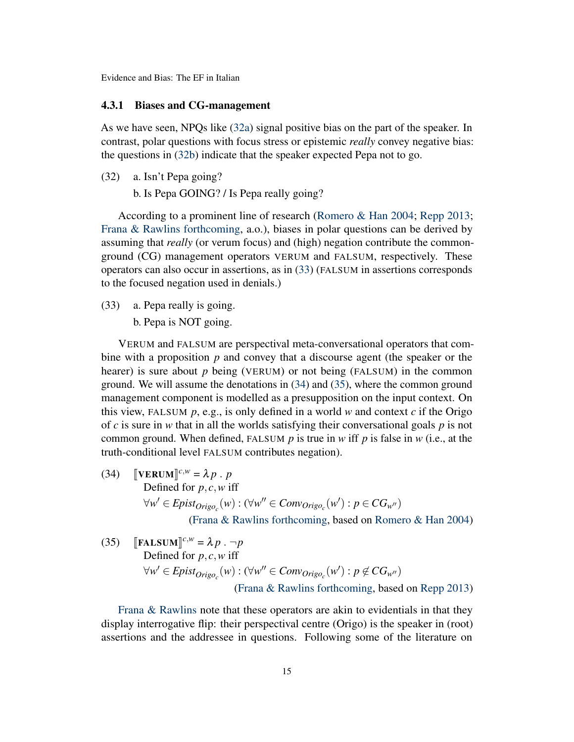### 4.3.1 Biases and CG-management

As we have seen, NPQs like (32a) signal positive bias on the part of the speaker. In contrast, polar questions with focus stress or epistemic *really* convey negative bias: the questions in (32b) indicate that the speaker expected Pepa not to go.

(32) a. Isn't Pepa going?

b. Is Pepa GOING? / Is Pepa really going?

According to a prominent line of research (Romero & Han 2004; Repp 2013; Frana & Rawlins forthcoming, a.o.), biases in polar questions can be derived by assuming that *really* (or verum focus) and (high) negation contribute the common-ground (CG) management operators VERUM and FALSUM, respectively. These operators can also occur in assertions, as in (33) (FALSUM in assertions corresponds to the focused negation used in denials.)

(33) a. Pepa really is going.

b. Pepa is NOT going.

VERUM and FALSUM are perspectival meta-conversational operators that combine with a proposition $p$ and convey that a discourse agent (the speaker or the hearer) is sure about $p$ being (VERUM) or not being (FALSUM) in the common ground. We will assume the denotations in (34) and (35), where the common ground management component is modelled as a presupposition on the input context. On this view, FALSUM $p$, e.g., is only defined in a world $w$ and context $c$ if the Origo of $c$ is sure in $w$ that in all the worlds satisfying their conversational goals $p$ is not common ground. When defined, FALSUM $p$ is true in $w$ iff $p$ is false in $w$ (i.e., at the truth-conditional level FALSUM contributes negation).

(34) $[\![\textbf{VERUM}]\!]^{c,w} = \lambda p \,.\, p$
Defined for $p, c, w$ iff
$\forall w' \in Epist_{Origo_c}(w) : (\forall w'' \in Conv_{Origo_c}(w') : p \in CG_{w''})$
(Frana & Rawlins forthcoming, based on Romero & Han 2004)

(35) $[\![\textbf{FALSUM}]\!]^{c,w} = \lambda p \,.\, \neg p$
Defined for $p, c, w$ iff
$\forall w' \in Epist_{Origo_c}(w) : (\forall w'' \in Conv_{Origo_c}(w') : p \notin CG_{w''})$
(Frana & Rawlins forthcoming, based on Repp 2013)

Frana & Rawlins note that these operators are akin to evidentials in that they display interrogative flip: their perspectival centre (Origo) is the speaker in (root) assertions and the addressee in questions. Following some of the literature on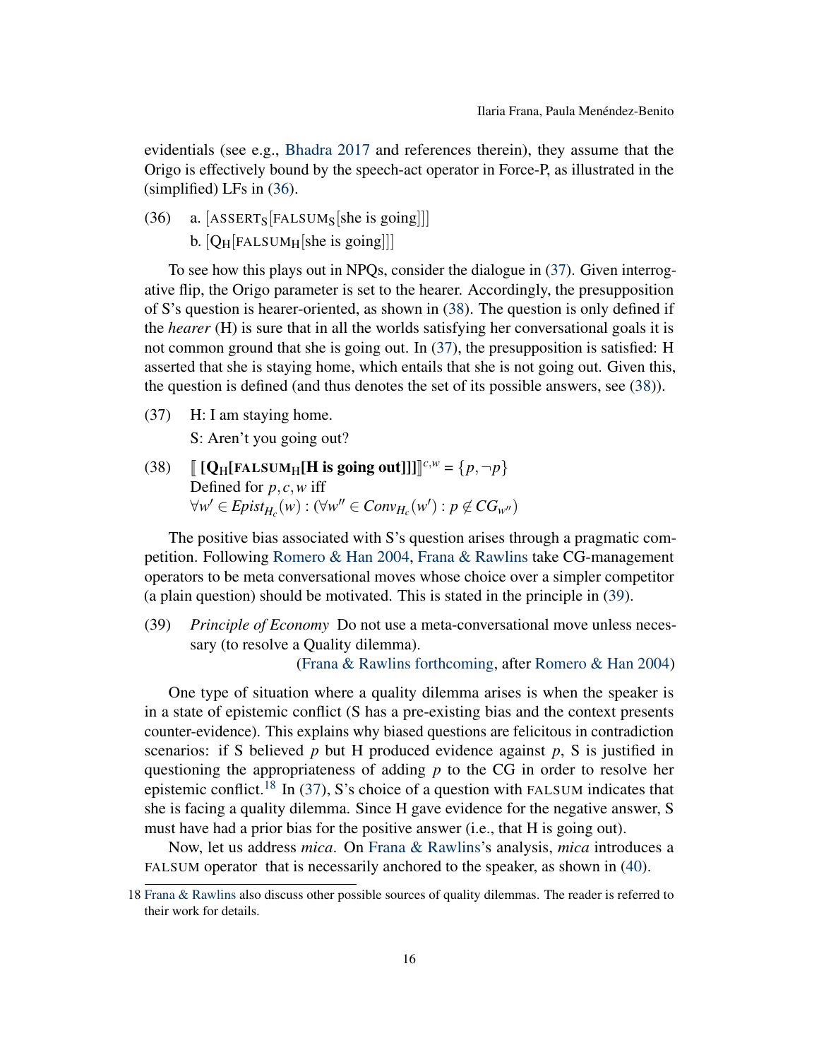evidentials (see e.g., Bhadra 2017 and references therein), they assume that the Origo is effectively bound by the speech-act operator in Force-P, as illustrated in the (simplified) LFs in (36).

(36) a. $[\text{ASSERT}_\text{S}[\text{FALSUM}_\text{S}[\text{she is going}]]]$
b. $[\text{Q}_\text{H}[\text{FALSUM}_\text{H}[\text{she is going}]]]$

To see how this plays out in NPQs, consider the dialogue in (37). Given interrogative flip, the Origo parameter is set to the hearer. Accordingly, the presupposition of S's question is hearer-oriented, as shown in (38). The question is only defined if the *hearer* (H) is sure that in all the worlds satisfying her conversational goals it is not common ground that she is going out. In (37), the presupposition is satisfied: H asserted that she is staying home, which entails that she is not going out. Given this, the question is defined (and thus denotes the set of its possible answers, see (38)).

(37) H: I am staying home.
S: Aren't you going out?

(38) $[\![ \textbf{[Q}_\text{H}\textbf{[FALSUM}_\text{H}\textbf{[H is going out]]]} ]\!]^{c,w} = \{p, \neg p\}$
Defined for $p, c, w$ iff
$\forall w' \in Epist_{H_c}(w) : (\forall w'' \in Conv_{H_c}(w') : p \notin CG_{w''})$

The positive bias associated with S's question arises through a pragmatic competition. Following Romero & Han 2004, Frana & Rawlins take CG-management operators to be meta conversational moves whose choice over a simpler competitor (a plain question) should be motivated. This is stated in the principle in (39).

(39) *Principle of Economy* Do not use a meta-conversational move unless necessary (to resolve a Quality dilemma).
(Frana & Rawlins forthcoming, after Romero & Han 2004)

One type of situation where a quality dilemma arises is when the speaker is in a state of epistemic conflict (S has a pre-existing bias and the context presents counter-evidence). This explains why biased questions are felicitous in contradiction scenarios: if S believed $p$ but H produced evidence against $p$, S is justified in questioning the appropriateness of adding $p$ to the CG in order to resolve her epistemic conflict.[18] In (37), S's choice of a question with FALSUM indicates that she is facing a quality dilemma. Since H gave evidence for the negative answer, S must have had a prior bias for the positive answer (i.e., that H is going out).

Now, let us address *mica*. On Frana & Rawlins's analysis, *mica* introduces a FALSUM operator that is necessarily anchored to the speaker, as shown in (40).

18 Frana & Rawlins also discuss other possible sources of quality dilemmas. The reader is referred to their work for details.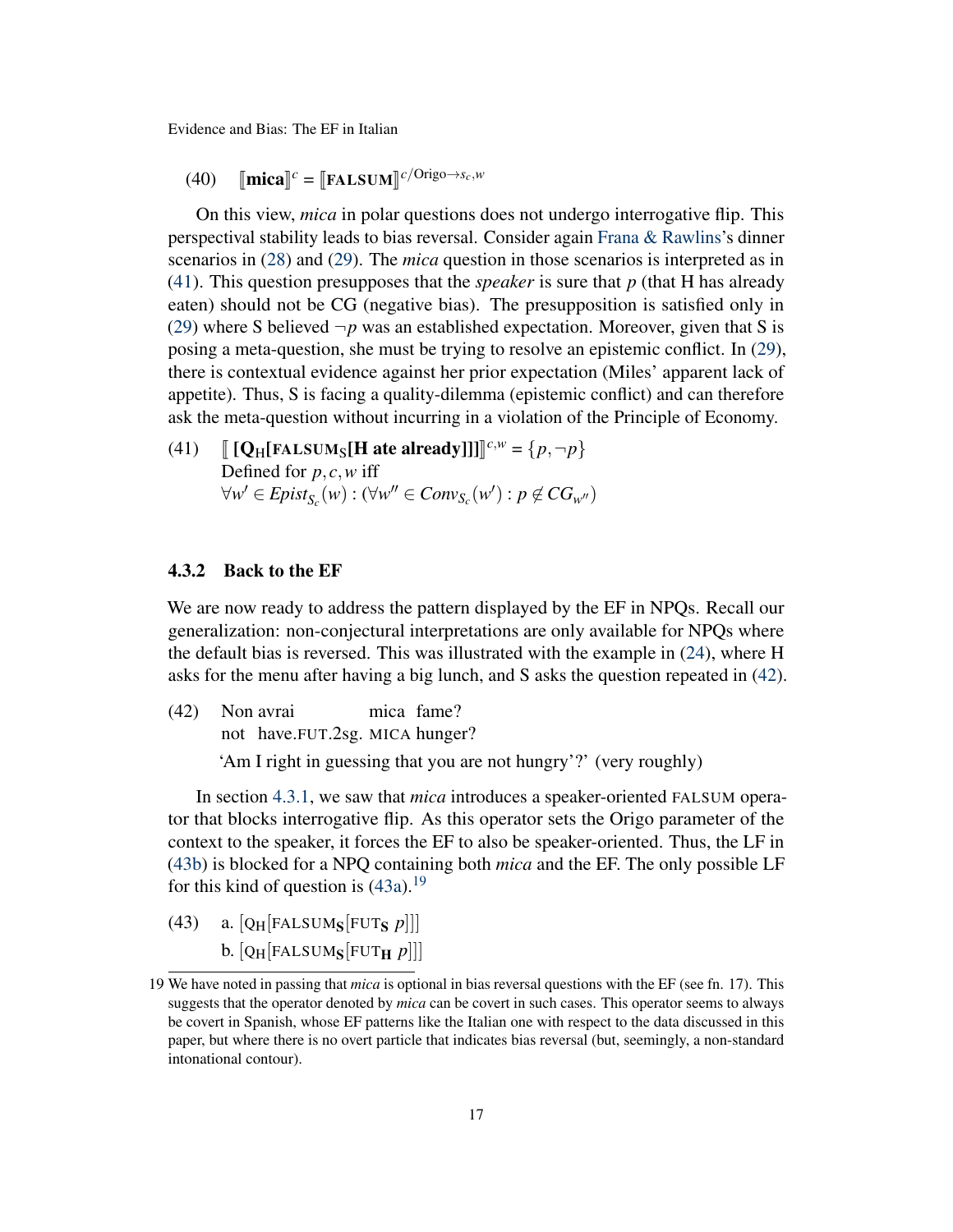(40) $[\![\textbf{mica}]\!]^c = [\![\textsc{falsum}]\!]^{c/\text{Origo}\rightarrow s_c, w}$

On this view, *mica* in polar questions does not undergo interrogative flip. This perspectival stability leads to bias reversal. Consider again Frana & Rawlins's dinner scenarios in (28) and (29). The *mica* question in those scenarios is interpreted as in (41). This question presupposes that the *speaker* is sure that *p* (that H has already eaten) should not be CG (negative bias). The presupposition is satisfied only in (29) where S believed $\neg p$ was an established expectation. Moreover, given that S is posing a meta-question, she must be trying to resolve an epistemic conflict. In (29), there is contextual evidence against her prior expectation (Miles' apparent lack of appetite). Thus, S is facing a quality-dilemma (epistemic conflict) and can therefore ask the meta-question without incurring in a violation of the Principle of Economy.

(41) $[\![\ [\mathbf{Q}_{\mathrm{H}}[\textbf{FALSUM}_{\mathrm{S}}[\textbf{H ate already}]]]\ ]\!]^{c,w} = \{p, \neg p\}$
Defined for $p, c, w$ iff
$\forall w' \in Epist_{S_c}(w) : (\forall w'' \in Conv_{S_c}(w') : p \notin CG_{w''})$

### 4.3.2 Back to the EF

We are now ready to address the pattern displayed by the EF in NPQs. Recall our generalization: non-conjectural interpretations are only available for NPQs where the default bias is reversed. This was illustrated with the example in (24), where H asks for the menu after having a big lunch, and S asks the question repeated in (42).

(42) Non avrai mica fame?
not have.FUT.2sg. MICA hunger?
'Am I right in guessing that you are not hungry'?' (very roughly)

In section 4.3.1, we saw that *mica* introduces a speaker-oriented FALSUM operator that blocks interrogative flip. As this operator sets the Origo parameter of the context to the speaker, it forces the EF to also be speaker-oriented. Thus, the LF in (43b) is blocked for a NPQ containing both *mica* and the EF. The only possible LF for this kind of question is (43a).[19]

(43) a. $[\mathrm{Q_H}[\mathrm{FALSUM}_{\mathbf{S}}[\mathrm{FUT}_{\mathbf{S}}\ p]]]$
b. $[\mathrm{Q_H}[\mathrm{FALSUM}_{\mathbf{S}}[\mathrm{FUT}_{\mathbf{H}}\ p]]]$

19 We have noted in passing that *mica* is optional in bias reversal questions with the EF (see fn. 17). This suggests that the operator denoted by *mica* can be covert in such cases. This operator seems to always be covert in Spanish, whose EF patterns like the Italian one with respect to the data discussed in this paper, but where there is no overt particle that indicates bias reversal (but, seemingly, a non-standard intonational contour).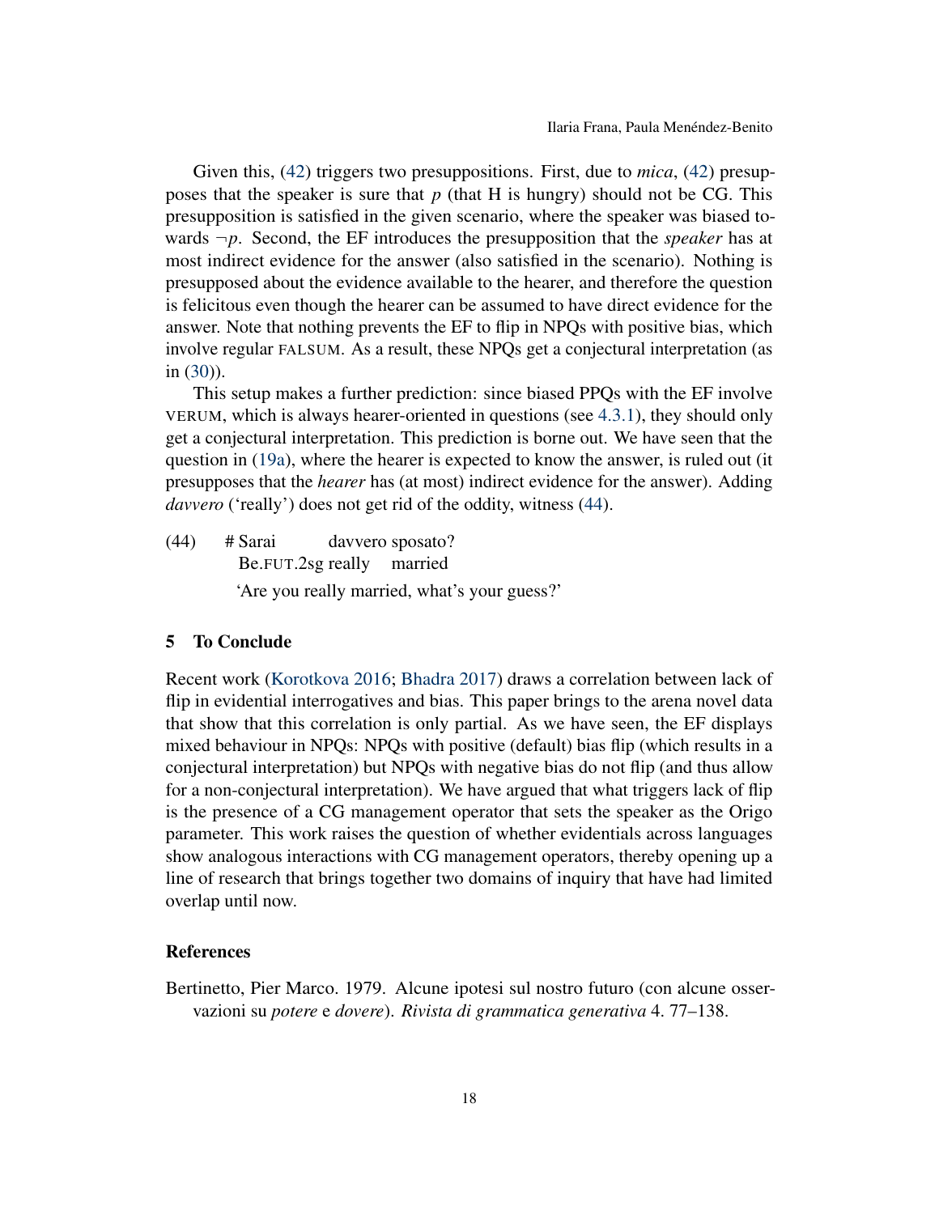Given this, (42) triggers two presuppositions. First, due to *mica*, (42) presupposes that the speaker is sure that $p$ (that H is hungry) should not be CG. This presupposition is satisfied in the given scenario, where the speaker was biased towards $\neg p$. Second, the EF introduces the presupposition that the *speaker* has at most indirect evidence for the answer (also satisfied in the scenario). Nothing is presupposed about the evidence available to the hearer, and therefore the question is felicitous even though the hearer can be assumed to have direct evidence for the answer. Note that nothing prevents the EF to flip in NPQs with positive bias, which involve regular FALSUM. As a result, these NPQs get a conjectural interpretation (as in (30)).

This setup makes a further prediction: since biased PPQs with the EF involve VERUM, which is always hearer-oriented in questions (see 4.3.1), they should only get a conjectural interpretation. This prediction is borne out. We have seen that the question in (19a), where the hearer is expected to know the answer, is ruled out (it presupposes that the *hearer* has (at most) indirect evidence for the answer). Adding *davvero* ('really') does not get rid of the oddity, witness (44).

(44) # Sarai davvero sposato?
  Be.FUT.2sg really married
  'Are you really married, what's your guess?'

## 5 To Conclude

Recent work (Korotkova 2016; Bhadra 2017) draws a correlation between lack of flip in evidential interrogatives and bias. This paper brings to the arena novel data that show that this correlation is only partial. As we have seen, the EF displays mixed behaviour in NPQs: NPQs with positive (default) bias flip (which results in a conjectural interpretation) but NPQs with negative bias do not flip (and thus allow for a non-conjectural interpretation). We have argued that what triggers lack of flip is the presence of a CG management operator that sets the speaker as the Origo parameter. This work raises the question of whether evidentials across languages show analogous interactions with CG management operators, thereby opening up a line of research that brings together two domains of inquiry that have had limited overlap until now.

## References

Bertinetto, Pier Marco. 1979. Alcune ipotesi sul nostro futuro (con alcune osservazioni su *potere* e *dovere*). *Rivista di grammatica generativa* 4. 77–138.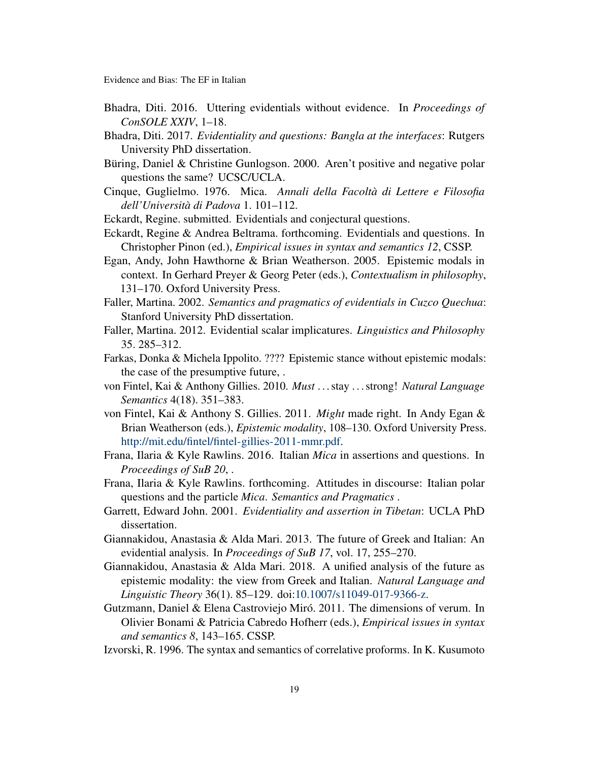Bhadra, Diti. 2016. Uttering evidentials without evidence. In *Proceedings of ConSOLE XXIV*, 1–18.

Bhadra, Diti. 2017. *Evidentiality and questions: Bangla at the interfaces*: Rutgers University PhD dissertation.

Büring, Daniel & Christine Gunlogson. 2000. Aren't positive and negative polar questions the same? UCSC/UCLA.

Cinque, Guglielmo. 1976. Mica. *Annali della Facoltà di Lettere e Filosofia dell'Università di Padova* 1. 101–112.

Eckardt, Regine. submitted. Evidentials and conjectural questions.

Eckardt, Regine & Andrea Beltrama. forthcoming. Evidentials and questions. In Christopher Pinon (ed.), *Empirical issues in syntax and semantics 12*, CSSP.

Egan, Andy, John Hawthorne & Brian Weatherson. 2005. Epistemic modals in context. In Gerhard Preyer & Georg Peter (eds.), *Contextualism in philosophy*, 131–170. Oxford University Press.

Faller, Martina. 2002. *Semantics and pragmatics of evidentials in Cuzco Quechua*: Stanford University PhD dissertation.

Faller, Martina. 2012. Evidential scalar implicatures. *Linguistics and Philosophy* 35. 285–312.

Farkas, Donka & Michela Ippolito. ???? Epistemic stance without epistemic modals: the case of the presumptive future, .

von Fintel, Kai & Anthony Gillies. 2010. *Must* . . . stay . . . strong! *Natural Language Semantics* 4(18). 351–383.

von Fintel, Kai & Anthony S. Gillies. 2011. *Might* made right. In Andy Egan & Brian Weatherson (eds.), *Epistemic modality*, 108–130. Oxford University Press. http://mit.edu/fintel/fintel-gillies-2011-mmr.pdf.

Frana, Ilaria & Kyle Rawlins. 2016. Italian *Mica* in assertions and questions. In *Proceedings of SuB 20*, .

Frana, Ilaria & Kyle Rawlins. forthcoming. Attitudes in discourse: Italian polar questions and the particle *Mica*. *Semantics and Pragmatics* .

Garrett, Edward John. 2001. *Evidentiality and assertion in Tibetan*: UCLA PhD dissertation.

Giannakidou, Anastasia & Alda Mari. 2013. The future of Greek and Italian: An evidential analysis. In *Proceedings of SuB 17*, vol. 17, 255–270.

Giannakidou, Anastasia & Alda Mari. 2018. A unified analysis of the future as epistemic modality: the view from Greek and Italian. *Natural Language and Linguistic Theory* 36(1). 85–129. doi:10.1007/s11049-017-9366-z.

Gutzmann, Daniel & Elena Castroviejo Miró. 2011. The dimensions of verum. In Olivier Bonami & Patricia Cabredo Hofherr (eds.), *Empirical issues in syntax and semantics 8*, 143–165. CSSP.

Izvorski, R. 1996. The syntax and semantics of correlative proforms. In K. Kusumoto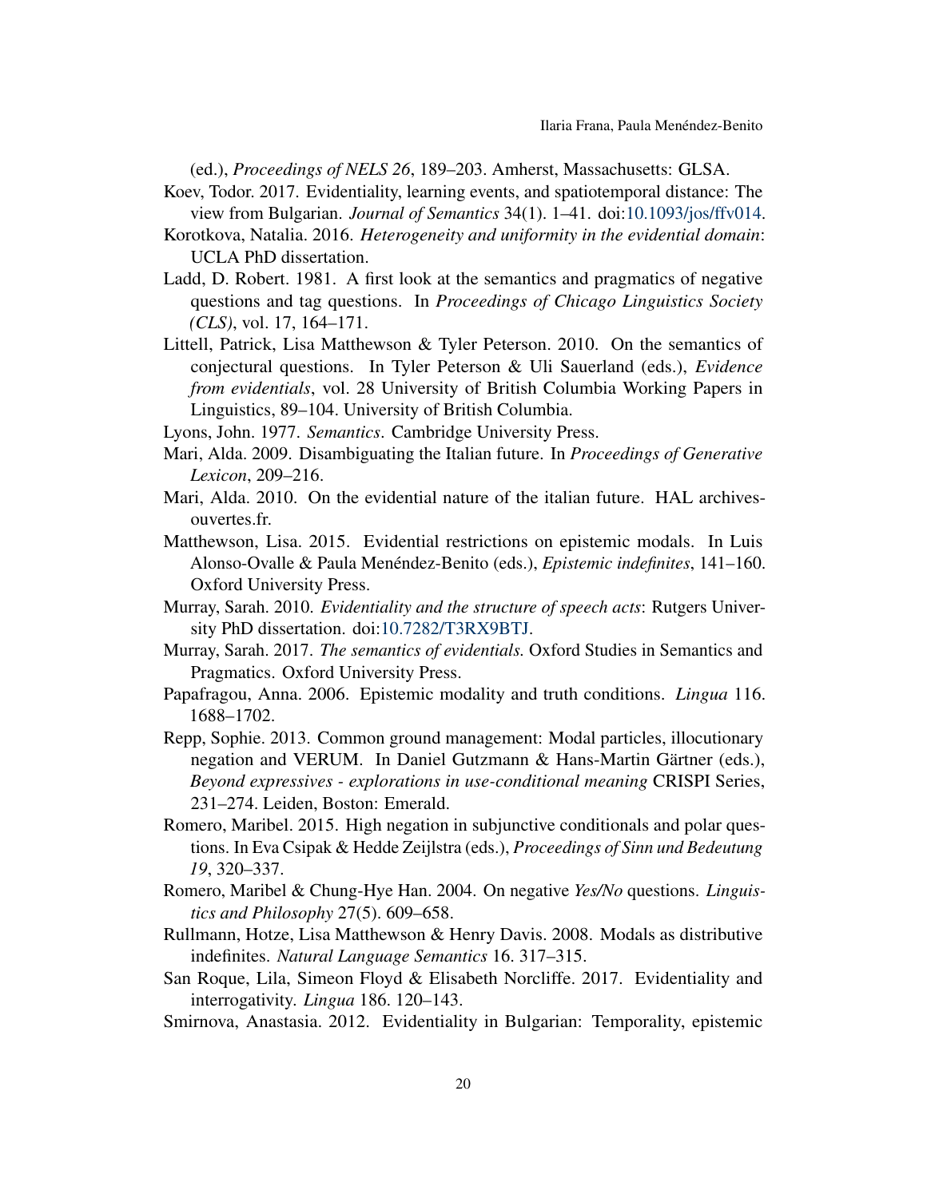(ed.), *Proceedings of NELS 26*, 189–203. Amherst, Massachusetts: GLSA.

Koev, Todor. 2017. Evidentiality, learning events, and spatiotemporal distance: The view from Bulgarian. *Journal of Semantics* 34(1). 1–41. doi:10.1093/jos/ffv014.

Korotkova, Natalia. 2016. *Heterogeneity and uniformity in the evidential domain*: UCLA PhD dissertation.

Ladd, D. Robert. 1981. A first look at the semantics and pragmatics of negative questions and tag questions. In *Proceedings of Chicago Linguistics Society (CLS)*, vol. 17, 164–171.

Littell, Patrick, Lisa Matthewson & Tyler Peterson. 2010. On the semantics of conjectural questions. In Tyler Peterson & Uli Sauerland (eds.), *Evidence from evidentials*, vol. 28 University of British Columbia Working Papers in Linguistics, 89–104. University of British Columbia.

Lyons, John. 1977. *Semantics*. Cambridge University Press.

Mari, Alda. 2009. Disambiguating the Italian future. In *Proceedings of Generative Lexicon*, 209–216.

Mari, Alda. 2010. On the evidential nature of the italian future. HAL archives-ouvertes.fr.

Matthewson, Lisa. 2015. Evidential restrictions on epistemic modals. In Luis Alonso-Ovalle & Paula Menéndez-Benito (eds.), *Epistemic indefinites*, 141–160. Oxford University Press.

Murray, Sarah. 2010. *Evidentiality and the structure of speech acts*: Rutgers University PhD dissertation. doi:10.7282/T3RX9BTJ.

Murray, Sarah. 2017. *The semantics of evidentials.* Oxford Studies in Semantics and Pragmatics. Oxford University Press.

Papafragou, Anna. 2006. Epistemic modality and truth conditions. *Lingua* 116. 1688–1702.

Repp, Sophie. 2013. Common ground management: Modal particles, illocutionary negation and VERUM. In Daniel Gutzmann & Hans-Martin Gärtner (eds.), *Beyond expressives - explorations in use-conditional meaning* CRISPI Series, 231–274. Leiden, Boston: Emerald.

Romero, Maribel. 2015. High negation in subjunctive conditionals and polar questions. In Eva Csipak & Hedde Zeijlstra (eds.), *Proceedings of Sinn und Bedeutung 19*, 320–337.

Romero, Maribel & Chung-Hye Han. 2004. On negative *Yes/No* questions. *Linguistics and Philosophy* 27(5). 609–658.

Rullmann, Hotze, Lisa Matthewson & Henry Davis. 2008. Modals as distributive indefinites. *Natural Language Semantics* 16. 317–315.

San Roque, Lila, Simeon Floyd & Elisabeth Norcliffe. 2017. Evidentiality and interrogativity. *Lingua* 186. 120–143.

Smirnova, Anastasia. 2012. Evidentiality in Bulgarian: Temporality, epistemic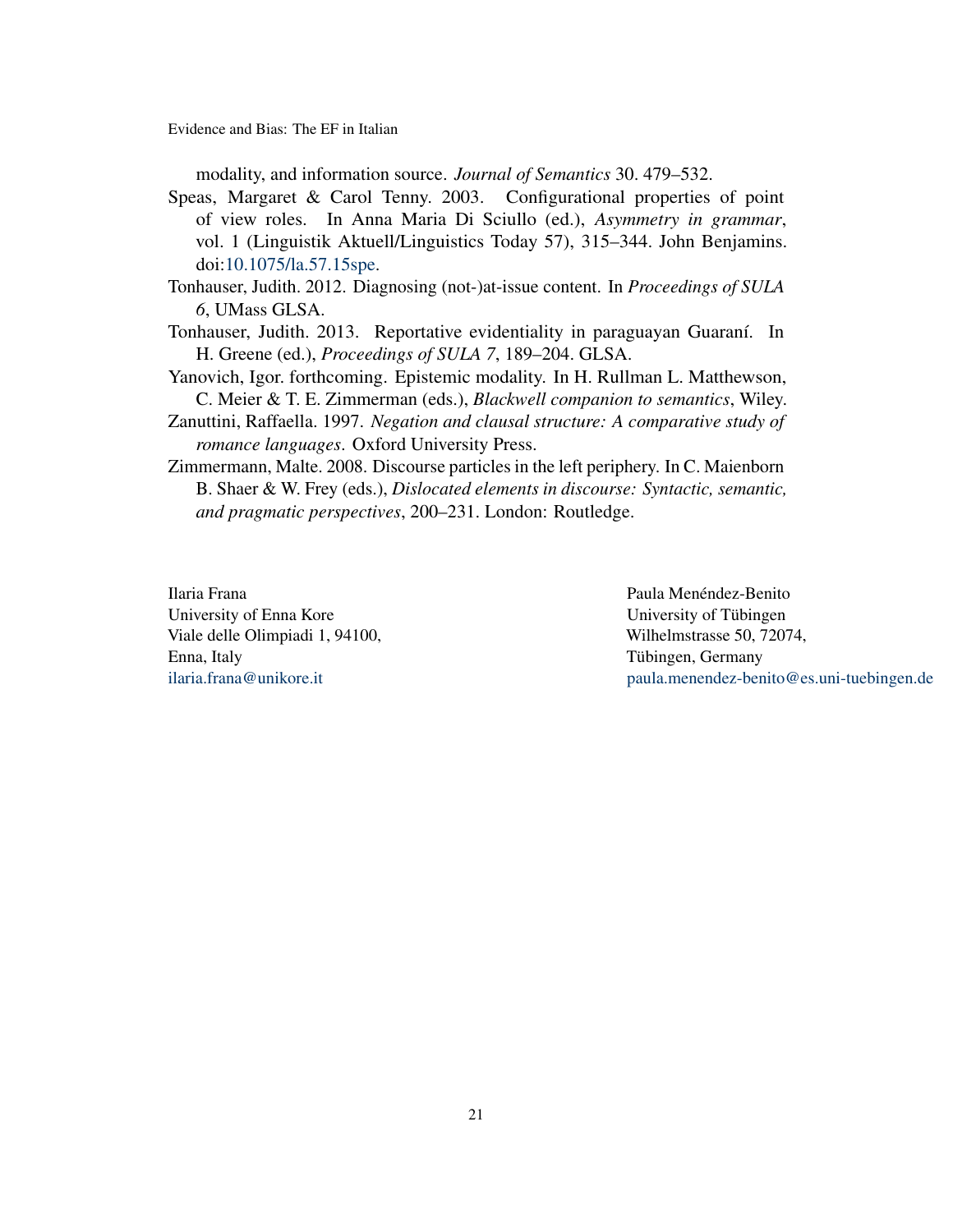modality, and information source. *Journal of Semantics* 30. 479–532.

Speas, Margaret & Carol Tenny. 2003. Configurational properties of point of view roles. In Anna Maria Di Sciullo (ed.), *Asymmetry in grammar*, vol. 1 (Linguistik Aktuell/Linguistics Today 57), 315–344. John Benjamins. doi:10.1075/la.57.15spe.

Tonhauser, Judith. 2012. Diagnosing (not-)at-issue content. In *Proceedings of SULA 6*, UMass GLSA.

Tonhauser, Judith. 2013. Reportative evidentiality in paraguayan Guaraní. In H. Greene (ed.), *Proceedings of SULA 7*, 189–204. GLSA.

Yanovich, Igor. forthcoming. Epistemic modality. In H. Rullman L. Matthewson, C. Meier & T. E. Zimmerman (eds.), *Blackwell companion to semantics*, Wiley.

Zanuttini, Raffaella. 1997. *Negation and clausal structure: A comparative study of romance languages*. Oxford University Press.

Zimmermann, Malte. 2008. Discourse particles in the left periphery. In C. Maienborn B. Shaer & W. Frey (eds.), *Dislocated elements in discourse: Syntactic, semantic, and pragmatic perspectives*, 200–231. London: Routledge.

Ilaria Frana
University of Enna Kore
Viale delle Olimpiadi 1, 94100,
Enna, Italy
ilaria.frana@unikore.it

Paula Menéndez-Benito
University of Tübingen
Wilhelmstrasse 50, 72074,
Tübingen, Germany
paula.menendez-benito@es.uni-tuebingen.de